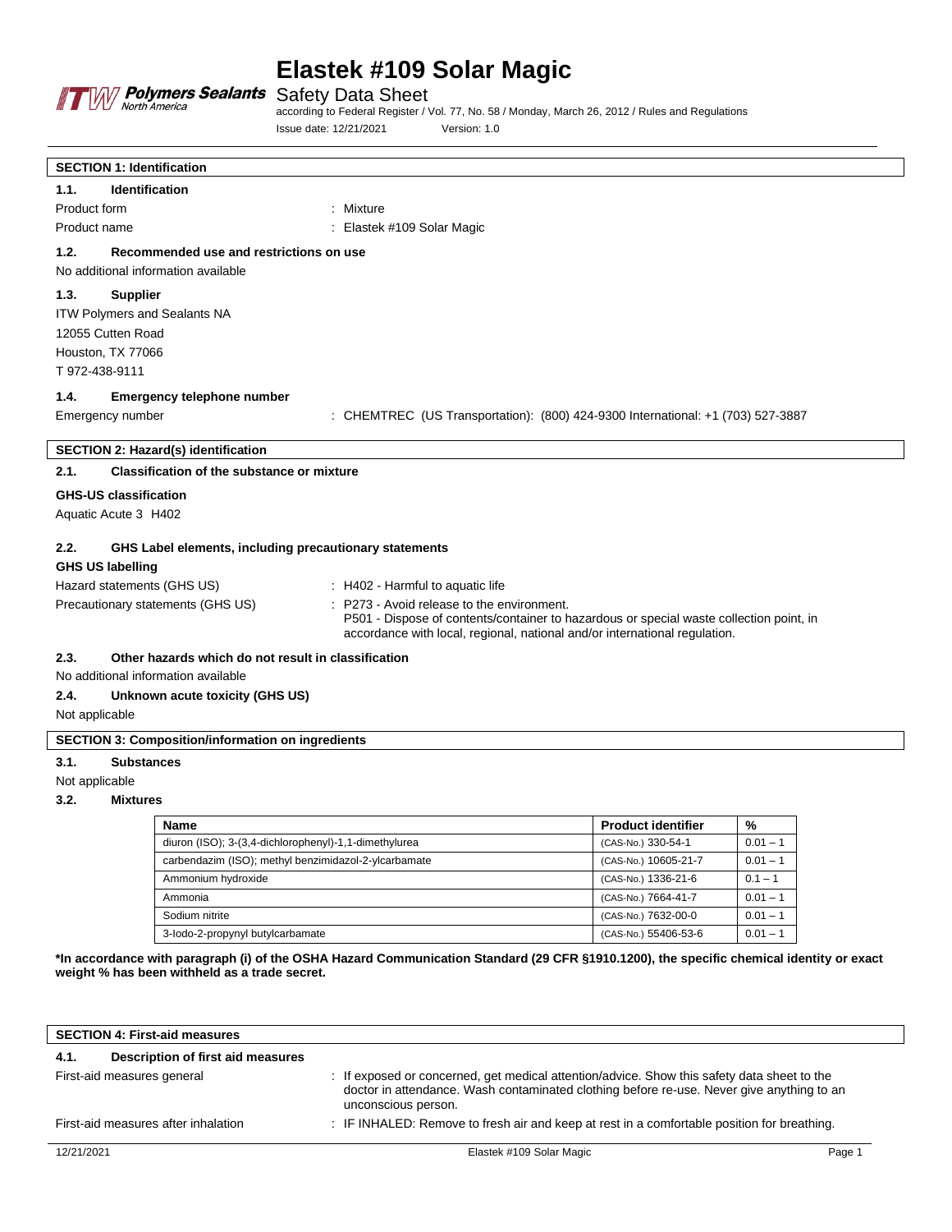# Elastek #109 Solar Magic

Safety Data Sheet

according to Federal Register / Vol. 77, No. 58 / Monday, March 26, 2012 / Rules and Regulations

Issue date: 12/21/2021 Version: 1.0

## SECTION 1: Identification

### 1.1. Identification

Product form : Mixture

Product name : Elastek #109 Solar Magic

### 1.2. Recommended use and restrictions on use

No additional information available

### 1.3. Supplier

ITW Polymers and Sealants NA
12055 Cutten Road
Houston, TX 77066
T 972-438-9111

### 1.4. Emergency telephone number

Emergency number : CHEMTREC (US Transportation): (800) 424-9300 International: +1 (703) 527-3887

## SECTION 2: Hazard(s) identification

### 2.1. Classification of the substance or mixture

**GHS-US classification**

Aquatic Acute 3 H402

### 2.2. GHS Label elements, including precautionary statements

**GHS US labelling**

Hazard statements (GHS US) : H402 - Harmful to aquatic life

Precautionary statements (GHS US) : P273 - Avoid release to the environment.
P501 - Dispose of contents/container to hazardous or special waste collection point, in accordance with local, regional, national and/or international regulation.

### 2.3. Other hazards which do not result in classification

No additional information available

### 2.4. Unknown acute toxicity (GHS US)

Not applicable

## SECTION 3: Composition/information on ingredients

### 3.1. Substances

Not applicable

### 3.2. Mixtures

| Name | Product identifier | % |
|---|---|---|
| diuron (ISO); 3-(3,4-dichlorophenyl)-1,1-dimethylurea | (CAS-No.) 330-54-1 | 0.01 – 1 |
| carbendazim (ISO); methyl benzimidazol-2-ylcarbamate | (CAS-No.) 10605-21-7 | 0.01 – 1 |
| Ammonium hydroxide | (CAS-No.) 1336-21-6 | 0.1 – 1 |
| Ammonia | (CAS-No.) 7664-41-7 | 0.01 – 1 |
| Sodium nitrite | (CAS-No.) 7632-00-0 | 0.01 – 1 |
| 3-Iodo-2-propynyl butylcarbamate | (CAS-No.) 55406-53-6 | 0.01 – 1 |

**\*In accordance with paragraph (i) of the OSHA Hazard Communication Standard (29 CFR §1910.1200), the specific chemical identity or exact weight % has been withheld as a trade secret.**

## SECTION 4: First-aid measures

### 4.1. Description of first aid measures

First-aid measures general : If exposed or concerned, get medical attention/advice. Show this safety data sheet to the doctor in attendance. Wash contaminated clothing before re-use. Never give anything to an unconscious person.

First-aid measures after inhalation : IF INHALED: Remove to fresh air and keep at rest in a comfortable position for breathing.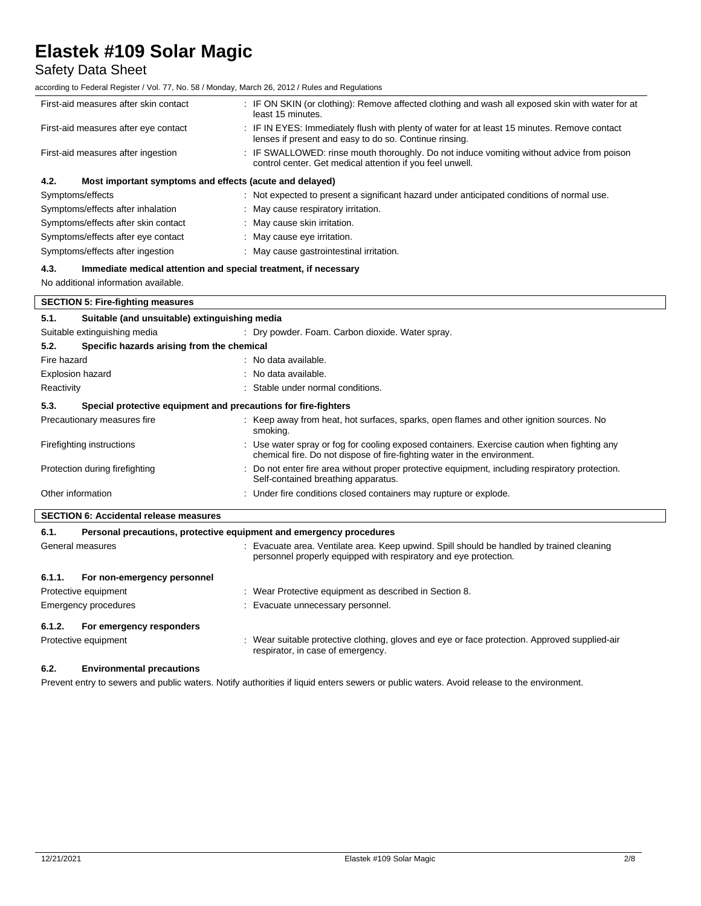First-aid measures after skin contact : IF ON SKIN (or clothing): Remove affected clothing and wash all exposed skin with water for at least 15 minutes.

First-aid measures after eye contact : IF IN EYES: Immediately flush with plenty of water for at least 15 minutes. Remove contact lenses if present and easy to do so. Continue rinsing.

First-aid measures after ingestion : IF SWALLOWED: rinse mouth thoroughly. Do not induce vomiting without advice from poison control center. Get medical attention if you feel unwell.

### 4.2. Most important symptoms and effects (acute and delayed)

Symptoms/effects : Not expected to present a significant hazard under anticipated conditions of normal use.

Symptoms/effects after inhalation : May cause respiratory irritation.

Symptoms/effects after skin contact : May cause skin irritation.

Symptoms/effects after eye contact : May cause eye irritation.

Symptoms/effects after ingestion : May cause gastrointestinal irritation.

### 4.3. Immediate medical attention and special treatment, if necessary

No additional information available.

## SECTION 5: Fire-fighting measures

### 5.1. Suitable (and unsuitable) extinguishing media

Suitable extinguishing media : Dry powder. Foam. Carbon dioxide. Water spray.

### 5.2. Specific hazards arising from the chemical

Fire hazard : No data available.

Explosion hazard : No data available.

Reactivity : Stable under normal conditions.

### 5.3. Special protective equipment and precautions for fire-fighters

Precautionary measures fire : Keep away from heat, hot surfaces, sparks, open flames and other ignition sources. No smoking.

Firefighting instructions : Use water spray or fog for cooling exposed containers. Exercise caution when fighting any chemical fire. Do not dispose of fire-fighting water in the environment.

Protection during firefighting : Do not enter fire area without proper protective equipment, including respiratory protection. Self-contained breathing apparatus.

Other information : Under fire conditions closed containers may rupture or explode.

## SECTION 6: Accidental release measures

### 6.1. Personal precautions, protective equipment and emergency procedures

General measures : Evacuate area. Ventilate area. Keep upwind. Spill should be handled by trained cleaning personnel properly equipped with respiratory and eye protection.

#### 6.1.1. For non-emergency personnel

Protective equipment : Wear Protective equipment as described in Section 8.

Emergency procedures : Evacuate unnecessary personnel.

#### 6.1.2. For emergency responders

Protective equipment : Wear suitable protective clothing, gloves and eye or face protection. Approved supplied-air respirator, in case of emergency.

### 6.2. Environmental precautions

Prevent entry to sewers and public waters. Notify authorities if liquid enters sewers or public waters. Avoid release to the environment.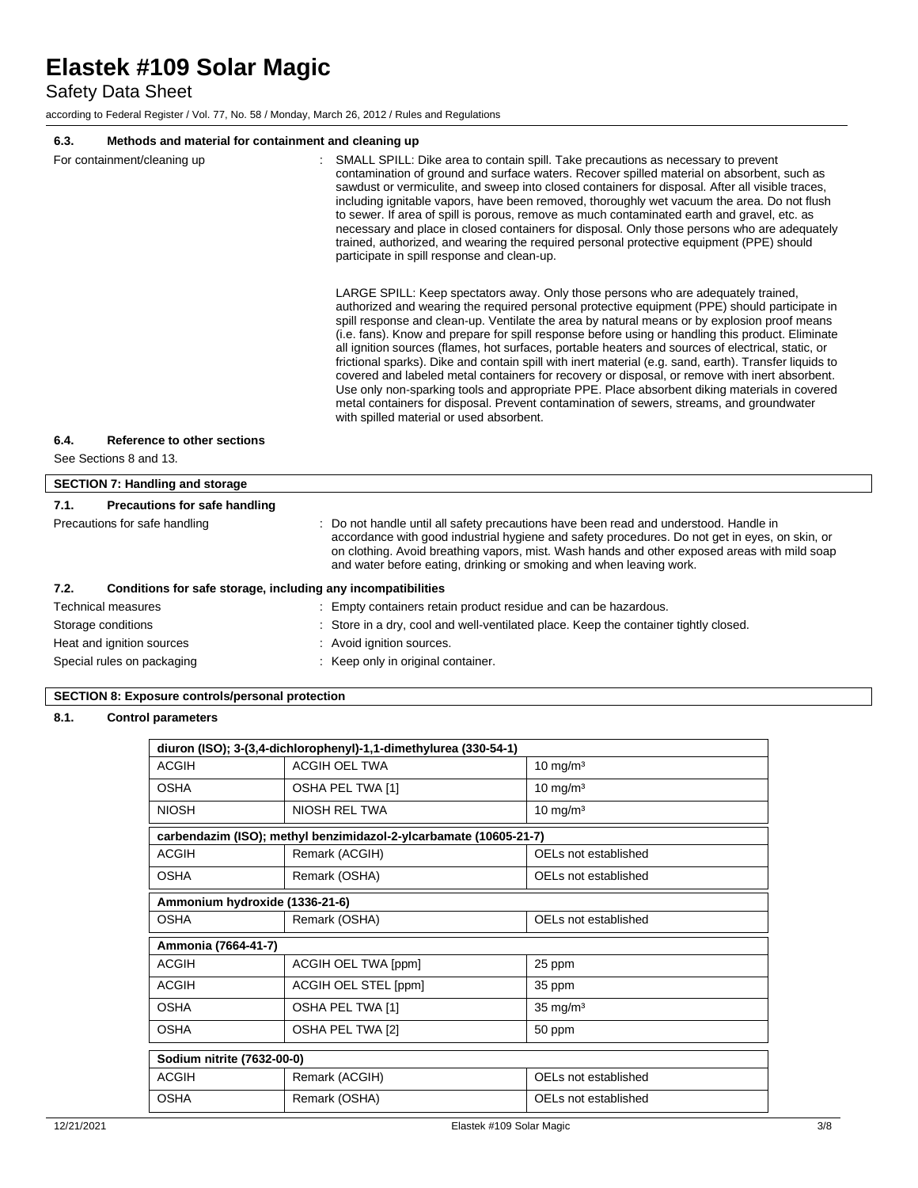#### 6.3. Methods and material for containment and cleaning up

For containment/cleaning up : SMALL SPILL: Dike area to contain spill. Take precautions as necessary to prevent contamination of ground and surface waters. Recover spilled material on absorbent, such as sawdust or vermiculite, and sweep into closed containers for disposal. After all visible traces, including ignitable vapors, have been removed, thoroughly wet vacuum the area. Do not flush to sewer. If area of spill is porous, remove as much contaminated earth and gravel, etc. as necessary and place in closed containers for disposal. Only those persons who are adequately trained, authorized, and wearing the required personal protective equipment (PPE) should participate in spill response and clean-up.

LARGE SPILL: Keep spectators away. Only those persons who are adequately trained, authorized and wearing the required personal protective equipment (PPE) should participate in spill response and clean-up. Ventilate the area by natural means or by explosion proof means (i.e. fans). Know and prepare for spill response before using or handling this product. Eliminate all ignition sources (flames, hot surfaces, portable heaters and sources of electrical, static, or frictional sparks). Dike and contain spill with inert material (e.g. sand, earth). Transfer liquids to covered and labeled metal containers for recovery or disposal, or remove with inert absorbent. Use only non-sparking tools and appropriate PPE. Place absorbent diking materials in covered metal containers for disposal. Prevent contamination of sewers, streams, and groundwater with spilled material or used absorbent.

#### 6.4. Reference to other sections

See Sections 8 and 13.

## SECTION 7: Handling and storage

#### 7.1. Precautions for safe handling

Precautions for safe handling : Do not handle until all safety precautions have been read and understood. Handle in accordance with good industrial hygiene and safety procedures. Do not get in eyes, on skin, or on clothing. Avoid breathing vapors, mist. Wash hands and other exposed areas with mild soap and water before eating, drinking or smoking and when leaving work.

#### 7.2. Conditions for safe storage, including any incompatibilities

Technical measures : Empty containers retain product residue and can be hazardous.

Storage conditions : Store in a dry, cool and well-ventilated place. Keep the container tightly closed.

Heat and ignition sources : Avoid ignition sources.

Special rules on packaging : Keep only in original container.

## SECTION 8: Exposure controls/personal protection

#### 8.1. Control parameters

| diuron (ISO); 3-(3,4-dichlorophenyl)-1,1-dimethylurea (330-54-1) | | |
|---|---|---|
| ACGIH | ACGIH OEL TWA | 10 mg/m³ |
| OSHA | OSHA PEL TWA [1] | 10 mg/m³ |
| NIOSH | NIOSH REL TWA | 10 mg/m³ |

| carbendazim (ISO); methyl benzimidazol-2-ylcarbamate (10605-21-7) | | |
|---|---|---|
| ACGIH | Remark (ACGIH) | OELs not established |
| OSHA | Remark (OSHA) | OELs not established |

| Ammonium hydroxide (1336-21-6) | | |
|---|---|---|
| OSHA | Remark (OSHA) | OELs not established |

| Ammonia (7664-41-7) | | |
|---|---|---|
| ACGIH | ACGIH OEL TWA [ppm] | 25 ppm |
| ACGIH | ACGIH OEL STEL [ppm] | 35 ppm |
| OSHA | OSHA PEL TWA [1] | 35 mg/m³ |
| OSHA | OSHA PEL TWA [2] | 50 ppm |

| Sodium nitrite (7632-00-0) | | |
|---|---|---|
| ACGIH | Remark (ACGIH) | OELs not established |
| OSHA | Remark (OSHA) | OELs not established |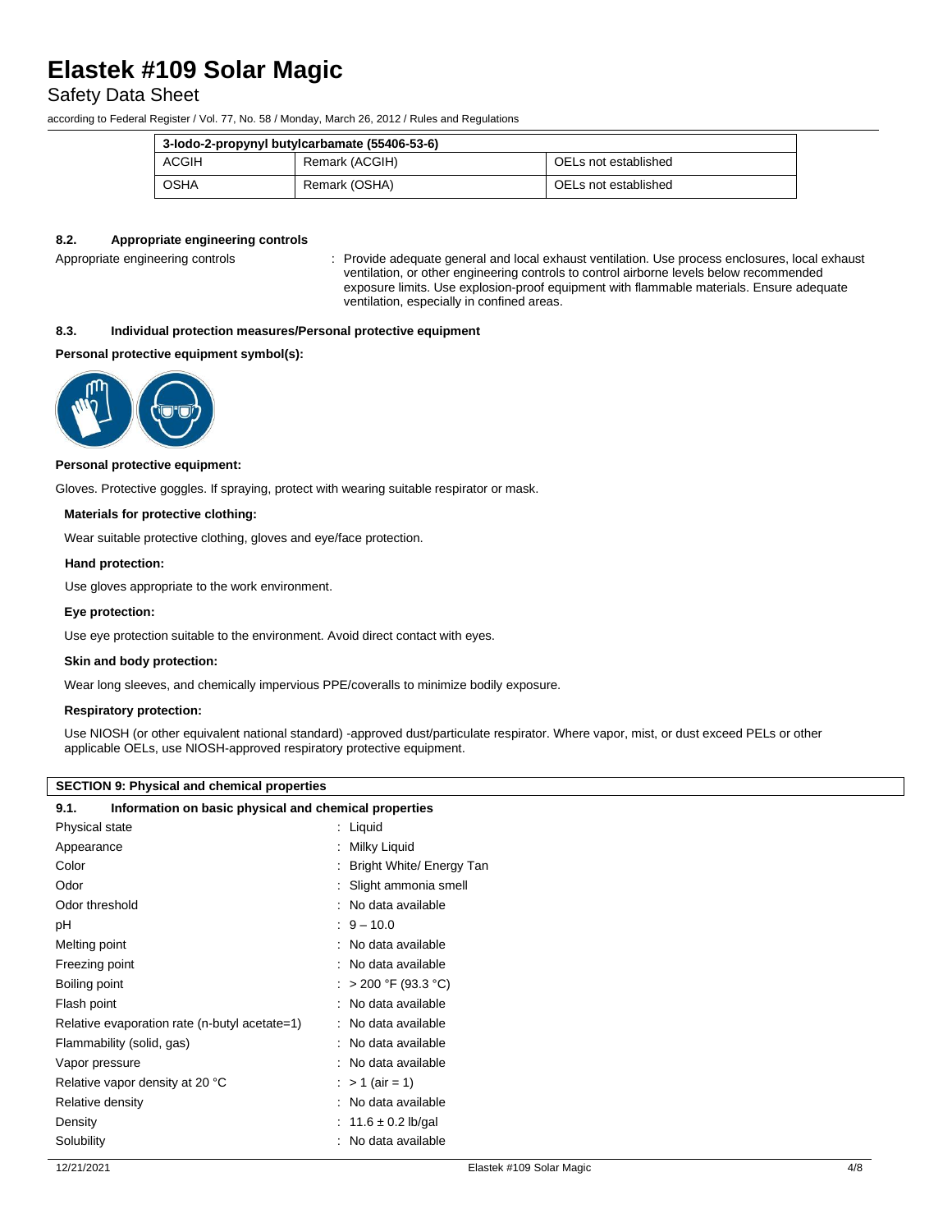| 3-Iodo-2-propynyl butylcarbamate (55406-53-6) | | |
|---|---|---|
| ACGIH | Remark (ACGIH) | OELs not established |
| OSHA | Remark (OSHA) | OELs not established |

### 8.2. Appropriate engineering controls

Appropriate engineering controls : Provide adequate general and local exhaust ventilation. Use process enclosures, local exhaust ventilation, or other engineering controls to control airborne levels below recommended exposure limits. Use explosion-proof equipment with flammable materials. Ensure adequate ventilation, especially in confined areas.

### 8.3. Individual protection measures/Personal protective equipment

**Personal protective equipment symbol(s):**

**Personal protective equipment:**

Gloves. Protective goggles. If spraying, protect with wearing suitable respirator or mask.

**Materials for protective clothing:**

Wear suitable protective clothing, gloves and eye/face protection.

**Hand protection:**

Use gloves appropriate to the work environment.

**Eye protection:**

Use eye protection suitable to the environment. Avoid direct contact with eyes.

**Skin and body protection:**

Wear long sleeves, and chemically impervious PPE/coveralls to minimize bodily exposure.

**Respiratory protection:**

Use NIOSH (or other equivalent national standard) -approved dust/particulate respirator. Where vapor, mist, or dust exceed PELs or other applicable OELs, use NIOSH-approved respiratory protective equipment.

## SECTION 9: Physical and chemical properties

### 9.1. Information on basic physical and chemical properties

| | |
|---|---|
| Physical state | : Liquid |
| Appearance | : Milky Liquid |
| Color | : Bright White/ Energy Tan |
| Odor | : Slight ammonia smell |
| Odor threshold | : No data available |
| pH | : 9 – 10.0 |
| Melting point | : No data available |
| Freezing point | : No data available |
| Boiling point | : > 200 °F (93.3 °C) |
| Flash point | : No data available |
| Relative evaporation rate (n-butyl acetate=1) | : No data available |
| Flammability (solid, gas) | : No data available |
| Vapor pressure | : No data available |
| Relative vapor density at 20 °C | : > 1 (air = 1) |
| Relative density | : No data available |
| Density | : 11.6 ± 0.2 lb/gal |
| Solubility | : No data available |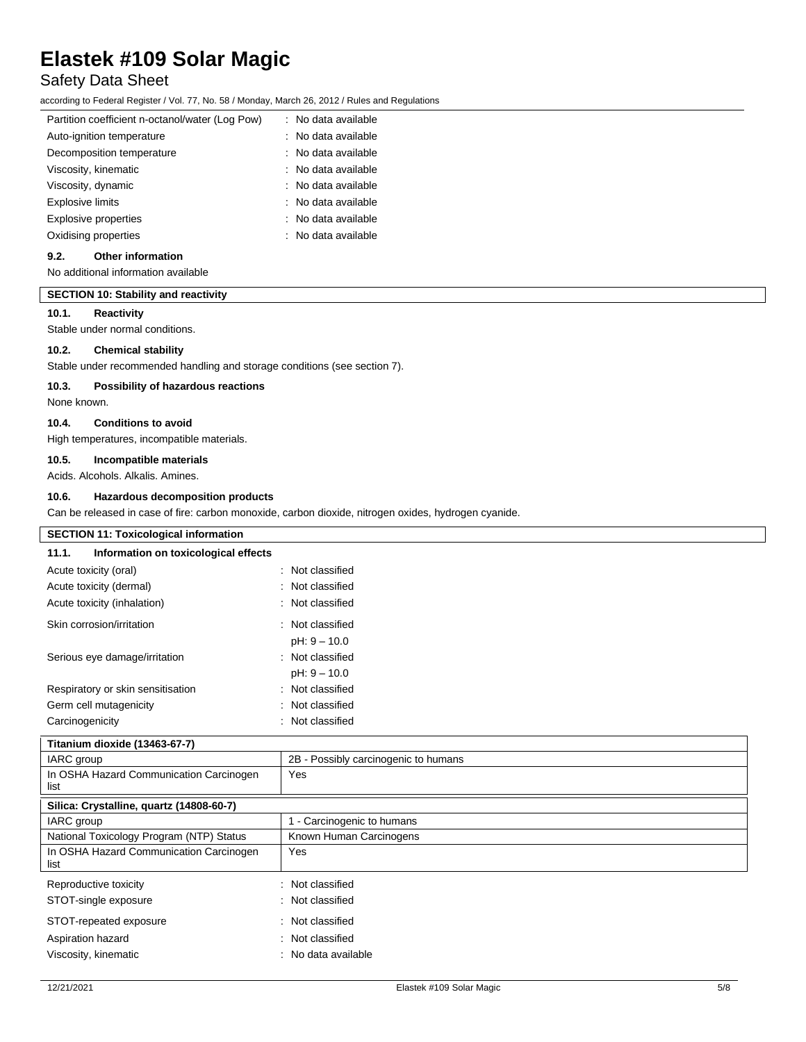| | |
|---|---|
| Partition coefficient n-octanol/water (Log Pow) | : No data available |
| Auto-ignition temperature | : No data available |
| Decomposition temperature | : No data available |
| Viscosity, kinematic | : No data available |
| Viscosity, dynamic | : No data available |
| Explosive limits | : No data available |
| Explosive properties | : No data available |
| Oxidising properties | : No data available |

### 9.2. Other information

No additional information available

## SECTION 10: Stability and reactivity

### 10.1. Reactivity

Stable under normal conditions.

### 10.2. Chemical stability

Stable under recommended handling and storage conditions (see section 7).

### 10.3. Possibility of hazardous reactions

None known.

### 10.4. Conditions to avoid

High temperatures, incompatible materials.

### 10.5. Incompatible materials

Acids. Alcohols. Alkalis. Amines.

### 10.6. Hazardous decomposition products

Can be released in case of fire: carbon monoxide, carbon dioxide, nitrogen oxides, hydrogen cyanide.

## SECTION 11: Toxicological information

### 11.1. Information on toxicological effects

| | |
|---|---|
| Acute toxicity (oral) | : Not classified |
| Acute toxicity (dermal) | : Not classified |
| Acute toxicity (inhalation) | : Not classified |
| Skin corrosion/irritation | : Not classified<br>pH: 9 – 10.0 |
| Serious eye damage/irritation | : Not classified<br>pH: 9 – 10.0 |
| Respiratory or skin sensitisation | : Not classified |
| Germ cell mutagenicity | : Not classified |
| Carcinogenicity | : Not classified |

| Titanium dioxide (13463-67-7) | |
|---|---|
| IARC group | 2B - Possibly carcinogenic to humans |
| In OSHA Hazard Communication Carcinogen list | Yes |

| Silica: Crystalline, quartz (14808-60-7) | |
|---|---|
| IARC group | 1 - Carcinogenic to humans |
| National Toxicology Program (NTP) Status | Known Human Carcinogens |
| In OSHA Hazard Communication Carcinogen list | Yes |

| | |
|---|---|
| Reproductive toxicity | : Not classified |
| STOT-single exposure | : Not classified |
| STOT-repeated exposure | : Not classified |
| Aspiration hazard | : Not classified |
| Viscosity, kinematic | : No data available |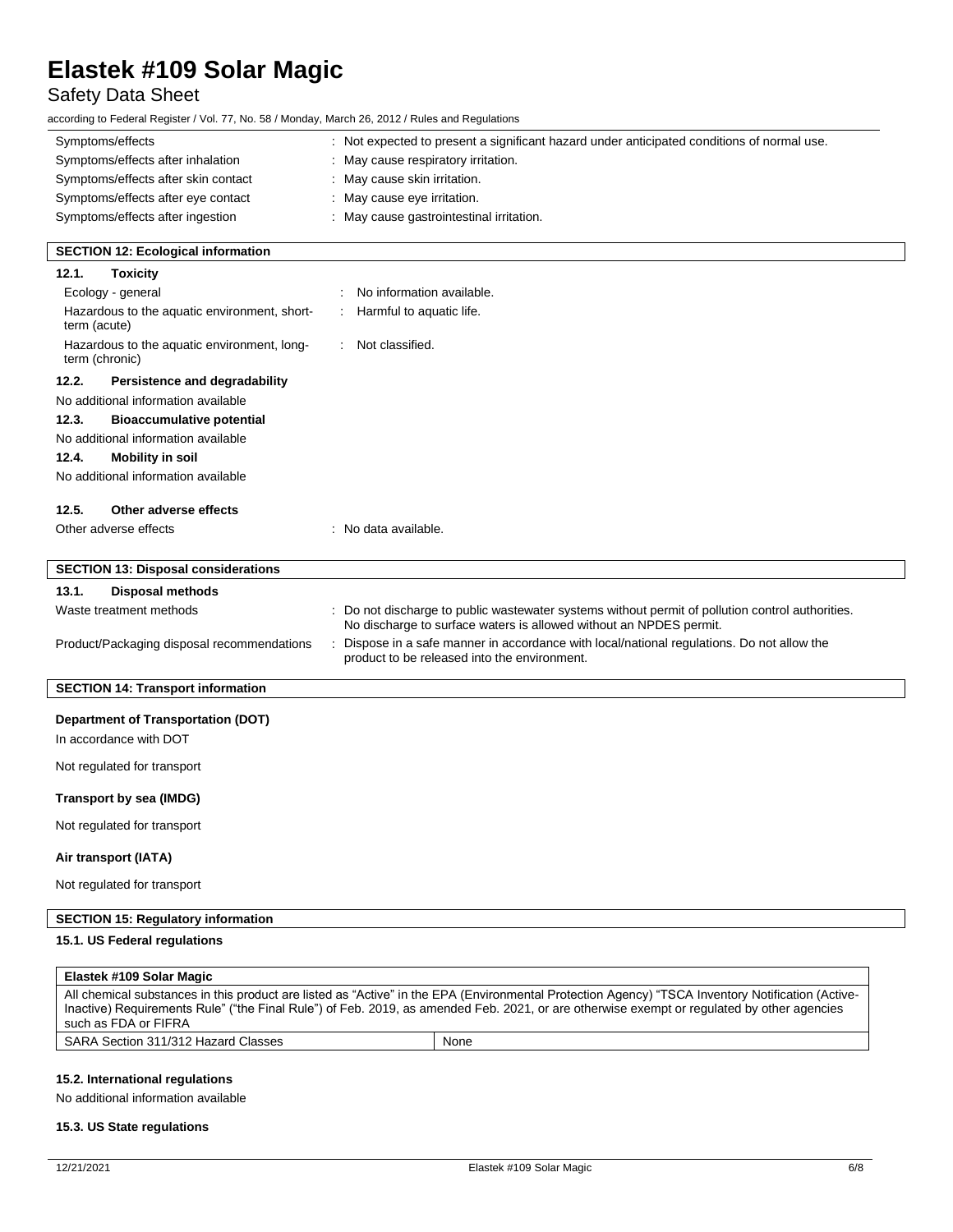| | |
|---|---|
| Symptoms/effects | : Not expected to present a significant hazard under anticipated conditions of normal use. |
| Symptoms/effects after inhalation | : May cause respiratory irritation. |
| Symptoms/effects after skin contact | : May cause skin irritation. |
| Symptoms/effects after eye contact | : May cause eye irritation. |
| Symptoms/effects after ingestion | : May cause gastrointestinal irritation. |

## SECTION 12: Ecological information

### 12.1. Toxicity

| | |
|---|---|
| Ecology - general | : No information available. |
| Hazardous to the aquatic environment, short-term (acute) | : Harmful to aquatic life. |
| Hazardous to the aquatic environment, long-term (chronic) | : Not classified. |

### 12.2. Persistence and degradability

No additional information available

### 12.3. Bioaccumulative potential

No additional information available

### 12.4. Mobility in soil

No additional information available

### 12.5. Other adverse effects

| | |
|---|---|
| Other adverse effects | : No data available. |

## SECTION 13: Disposal considerations

### 13.1. Disposal methods

| | |
|---|---|
| Waste treatment methods | : Do not discharge to public wastewater systems without permit of pollution control authorities. No discharge to surface waters is allowed without an NPDES permit. |
| Product/Packaging disposal recommendations | : Dispose in a safe manner in accordance with local/national regulations. Do not allow the product to be released into the environment. |

## SECTION 14: Transport information

**Department of Transportation (DOT)**

In accordance with DOT

Not regulated for transport

**Transport by sea (IMDG)**

Not regulated for transport

**Air transport (IATA)**

Not regulated for transport

## SECTION 15: Regulatory information

### 15.1. US Federal regulations

| Elastek #109 Solar Magic | |
|---|---|
| All chemical substances in this product are listed as "Active" in the EPA (Environmental Protection Agency) "TSCA Inventory Notification (Active-Inactive) Requirements Rule" ("the Final Rule") of Feb. 2019, as amended Feb. 2021, or are otherwise exempt or regulated by other agencies such as FDA or FIFRA | |
| SARA Section 311/312 Hazard Classes | None |

### 15.2. International regulations

No additional information available

### 15.3. US State regulations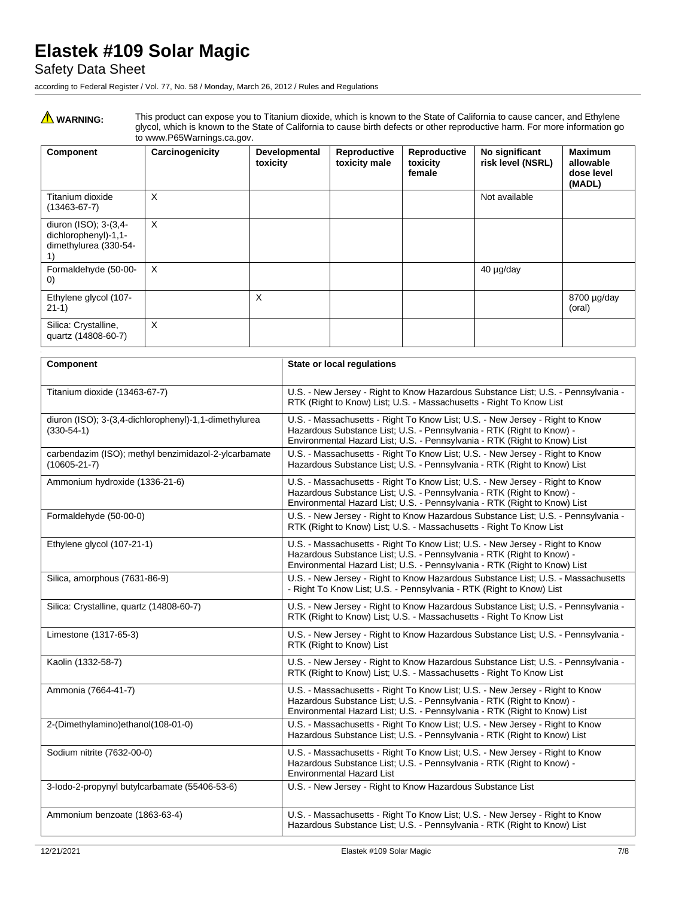**WARNING:** This product can expose you to Titanium dioxide, which is known to the State of California to cause cancer, and Ethylene glycol, which is known to the State of California to cause birth defects or other reproductive harm. For more information go to www.P65Warnings.ca.gov.

| Component | Carcinogenicity | Developmental toxicity | Reproductive toxicity male | Reproductive toxicity female | No significant risk level (NSRL) | Maximum allowable dose level (MADL) |
|---|---|---|---|---|---|---|
| Titanium dioxide (13463-67-7) | X | | | | Not available | |
| diuron (ISO); 3-(3,4-dichlorophenyl)-1,1-dimethylurea (330-54-1) | X | | | | | |
| Formaldehyde (50-00-0) | X | | | | 40 µg/day | |
| Ethylene glycol (107-21-1) | | X | | | | 8700 µg/day (oral) |
| Silica: Crystalline, quartz (14808-60-7) | X | | | | | |

| Component | State or local regulations |
|---|---|
| Titanium dioxide (13463-67-7) | U.S. - New Jersey - Right to Know Hazardous Substance List; U.S. - Pennsylvania - RTK (Right to Know) List; U.S. - Massachusetts - Right To Know List |
| diuron (ISO); 3-(3,4-dichlorophenyl)-1,1-dimethylurea (330-54-1) | U.S. - Massachusetts - Right To Know List; U.S. - New Jersey - Right to Know Hazardous Substance List; U.S. - Pennsylvania - RTK (Right to Know) - Environmental Hazard List; U.S. - Pennsylvania - RTK (Right to Know) List |
| carbendazim (ISO); methyl benzimidazol-2-ylcarbamate (10605-21-7) | U.S. - Massachusetts - Right To Know List; U.S. - New Jersey - Right to Know Hazardous Substance List; U.S. - Pennsylvania - RTK (Right to Know) List |
| Ammonium hydroxide (1336-21-6) | U.S. - Massachusetts - Right To Know List; U.S. - New Jersey - Right to Know Hazardous Substance List; U.S. - Pennsylvania - RTK (Right to Know) - Environmental Hazard List; U.S. - Pennsylvania - RTK (Right to Know) List |
| Formaldehyde (50-00-0) | U.S. - New Jersey - Right to Know Hazardous Substance List; U.S. - Pennsylvania - RTK (Right to Know) List; U.S. - Massachusetts - Right To Know List |
| Ethylene glycol (107-21-1) | U.S. - Massachusetts - Right To Know List; U.S. - New Jersey - Right to Know Hazardous Substance List; U.S. - Pennsylvania - RTK (Right to Know) - Environmental Hazard List; U.S. - Pennsylvania - RTK (Right to Know) List |
| Silica, amorphous (7631-86-9) | U.S. - New Jersey - Right to Know Hazardous Substance List; U.S. - Massachusetts - Right To Know List; U.S. - Pennsylvania - RTK (Right to Know) List |
| Silica: Crystalline, quartz (14808-60-7) | U.S. - New Jersey - Right to Know Hazardous Substance List; U.S. - Pennsylvania - RTK (Right to Know) List; U.S. - Massachusetts - Right To Know List |
| Limestone (1317-65-3) | U.S. - New Jersey - Right to Know Hazardous Substance List; U.S. - Pennsylvania - RTK (Right to Know) List |
| Kaolin (1332-58-7) | U.S. - New Jersey - Right to Know Hazardous Substance List; U.S. - Pennsylvania - RTK (Right to Know) List; U.S. - Massachusetts - Right To Know List |
| Ammonia (7664-41-7) | U.S. - Massachusetts - Right To Know List; U.S. - New Jersey - Right to Know Hazardous Substance List; U.S. - Pennsylvania - RTK (Right to Know) - Environmental Hazard List; U.S. - Pennsylvania - RTK (Right to Know) List |
| 2-(Dimethylamino)ethanol(108-01-0) | U.S. - Massachusetts - Right To Know List; U.S. - New Jersey - Right to Know Hazardous Substance List; U.S. - Pennsylvania - RTK (Right to Know) List |
| Sodium nitrite (7632-00-0) | U.S. - Massachusetts - Right To Know List; U.S. - New Jersey - Right to Know Hazardous Substance List; U.S. - Pennsylvania - RTK (Right to Know) - Environmental Hazard List |
| 3-Iodo-2-propynyl butylcarbamate (55406-53-6) | U.S. - New Jersey - Right to Know Hazardous Substance List |
| Ammonium benzoate (1863-63-4) | U.S. - Massachusetts - Right To Know List; U.S. - New Jersey - Right to Know Hazardous Substance List; U.S. - Pennsylvania - RTK (Right to Know) List |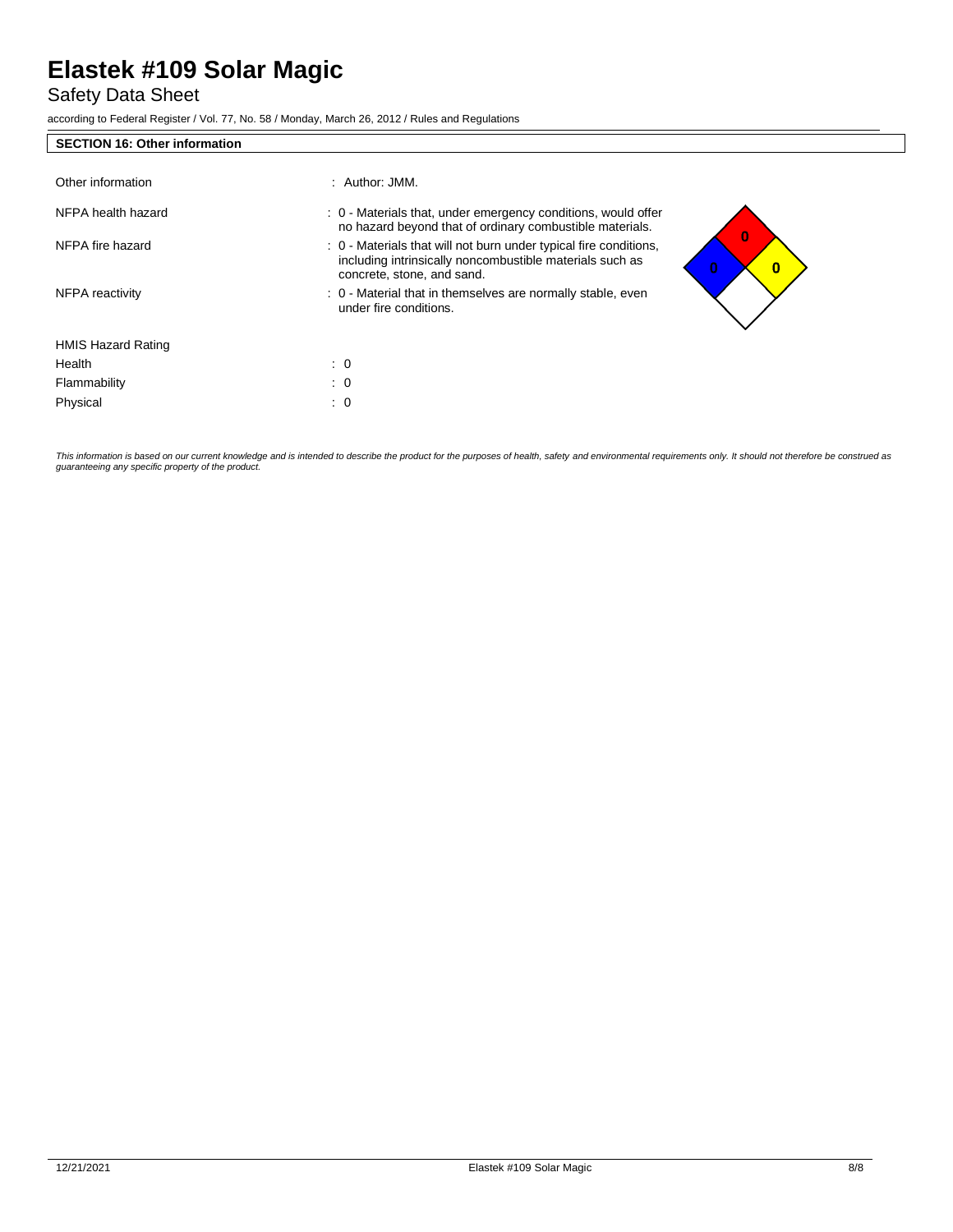## SECTION 16: Other information

| | |
|---|---|
| Other information | : Author: JMM. |
| NFPA health hazard | : 0 - Materials that, under emergency conditions, would offer no hazard beyond that of ordinary combustible materials. |
| NFPA fire hazard | : 0 - Materials that will not burn under typical fire conditions, including intrinsically noncombustible materials such as concrete, stone, and sand. |
| NFPA reactivity | : 0 - Material that in themselves are normally stable, even under fire conditions. |

0
0
0

| | |
|---|---|
| HMIS Hazard Rating | |
| Health | : 0 |
| Flammability | : 0 |
| Physical | : 0 |

*This information is based on our current knowledge and is intended to describe the product for the purposes of health, safety and environmental requirements only. It should not therefore be construed as guaranteeing any specific property of the product.*